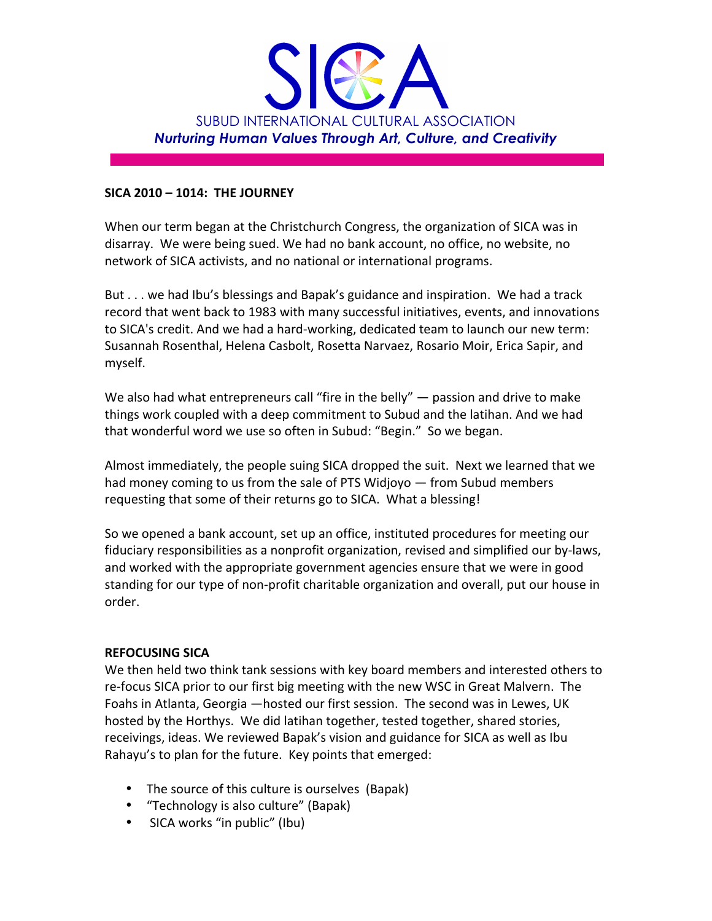# SICA

SUBUD INTERNATIONAL CULTURAL ASSOCIATION

*Nurturing Human Values Through Art, Culture, and Creativity*

## SICA 2010 – 1014: THE JOURNEY

When our term began at the Christchurch Congress, the organization of SICA was in disarray. We were being sued. We had no bank account, no office, no website, no network of SICA activists, and no national or international programs.

But . . . we had Ibu's blessings and Bapak's guidance and inspiration. We had a track record that went back to 1983 with many successful initiatives, events, and innovations to SICA's credit. And we had a hard-working, dedicated team to launch our new term: Susannah Rosenthal, Helena Casbolt, Rosetta Narvaez, Rosario Moir, Erica Sapir, and myself.

We also had what entrepreneurs call "fire in the belly" — passion and drive to make things work coupled with a deep commitment to Subud and the latihan. And we had that wonderful word we use so often in Subud: "Begin." So we began.

Almost immediately, the people suing SICA dropped the suit. Next we learned that we had money coming to us from the sale of PTS Widjoyo — from Subud members requesting that some of their returns go to SICA. What a blessing!

So we opened a bank account, set up an office, instituted procedures for meeting our fiduciary responsibilities as a nonprofit organization, revised and simplified our by-laws, and worked with the appropriate government agencies ensure that we were in good standing for our type of non-profit charitable organization and overall, put our house in order.

## REFOCUSING SICA

We then held two think tank sessions with key board members and interested others to re-focus SICA prior to our first big meeting with the new WSC in Great Malvern. The Foahs in Atlanta, Georgia —hosted our first session. The second was in Lewes, UK hosted by the Horthys. We did latihan together, tested together, shared stories, receivings, ideas. We reviewed Bapak's vision and guidance for SICA as well as Ibu Rahayu's to plan for the future. Key points that emerged:

- The source of this culture is ourselves (Bapak)
- "Technology is also culture" (Bapak)
- SICA works "in public" (Ibu)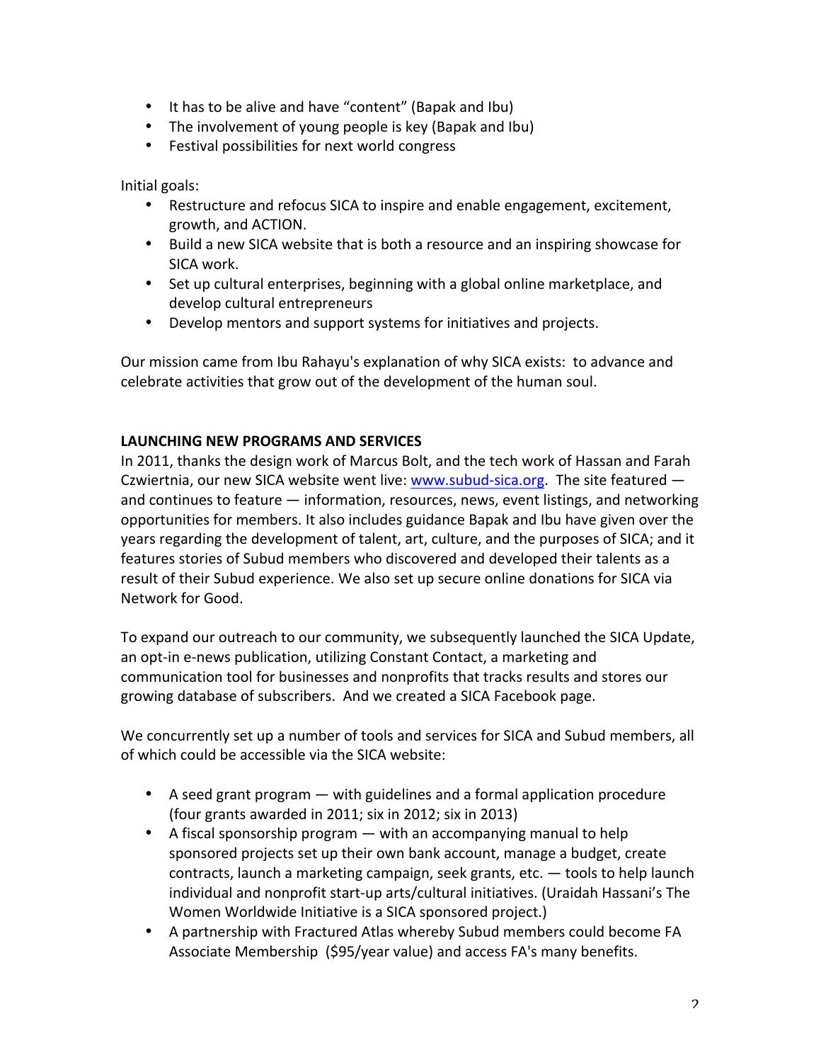- It has to be alive and have "content" (Bapak and Ibu)
- The involvement of young people is key (Bapak and Ibu)
- Festival possibilities for next world congress

Initial goals:

- Restructure and refocus SICA to inspire and enable engagement, excitement, growth, and ACTION.
- Build a new SICA website that is both a resource and an inspiring showcase for SICA work.
- Set up cultural enterprises, beginning with a global online marketplace, and develop cultural entrepreneurs
- Develop mentors and support systems for initiatives and projects.

Our mission came from Ibu Rahayu's explanation of why SICA exists: to advance and celebrate activities that grow out of the development of the human soul.

**LAUNCHING NEW PROGRAMS AND SERVICES**

In 2011, thanks the design work of Marcus Bolt, and the tech work of Hassan and Farah Czwiertnia, our new SICA website went live: www.subud-sica.org. The site featured — and continues to feature — information, resources, news, event listings, and networking opportunities for members. It also includes guidance Bapak and Ibu have given over the years regarding the development of talent, art, culture, and the purposes of SICA; and it features stories of Subud members who discovered and developed their talents as a result of their Subud experience. We also set up secure online donations for SICA via Network for Good.

To expand our outreach to our community, we subsequently launched the SICA Update, an opt-in e-news publication, utilizing Constant Contact, a marketing and communication tool for businesses and nonprofits that tracks results and stores our growing database of subscribers. And we created a SICA Facebook page.

We concurrently set up a number of tools and services for SICA and Subud members, all of which could be accessible via the SICA website:

- A seed grant program — with guidelines and a formal application procedure (four grants awarded in 2011; six in 2012; six in 2013)
- A fiscal sponsorship program — with an accompanying manual to help sponsored projects set up their own bank account, manage a budget, create contracts, launch a marketing campaign, seek grants, etc. — tools to help launch individual and nonprofit start-up arts/cultural initiatives. (Uraidah Hassani's The Women Worldwide Initiative is a SICA sponsored project.)
- A partnership with Fractured Atlas whereby Subud members could become FA Associate Membership ($95/year value) and access FA's many benefits.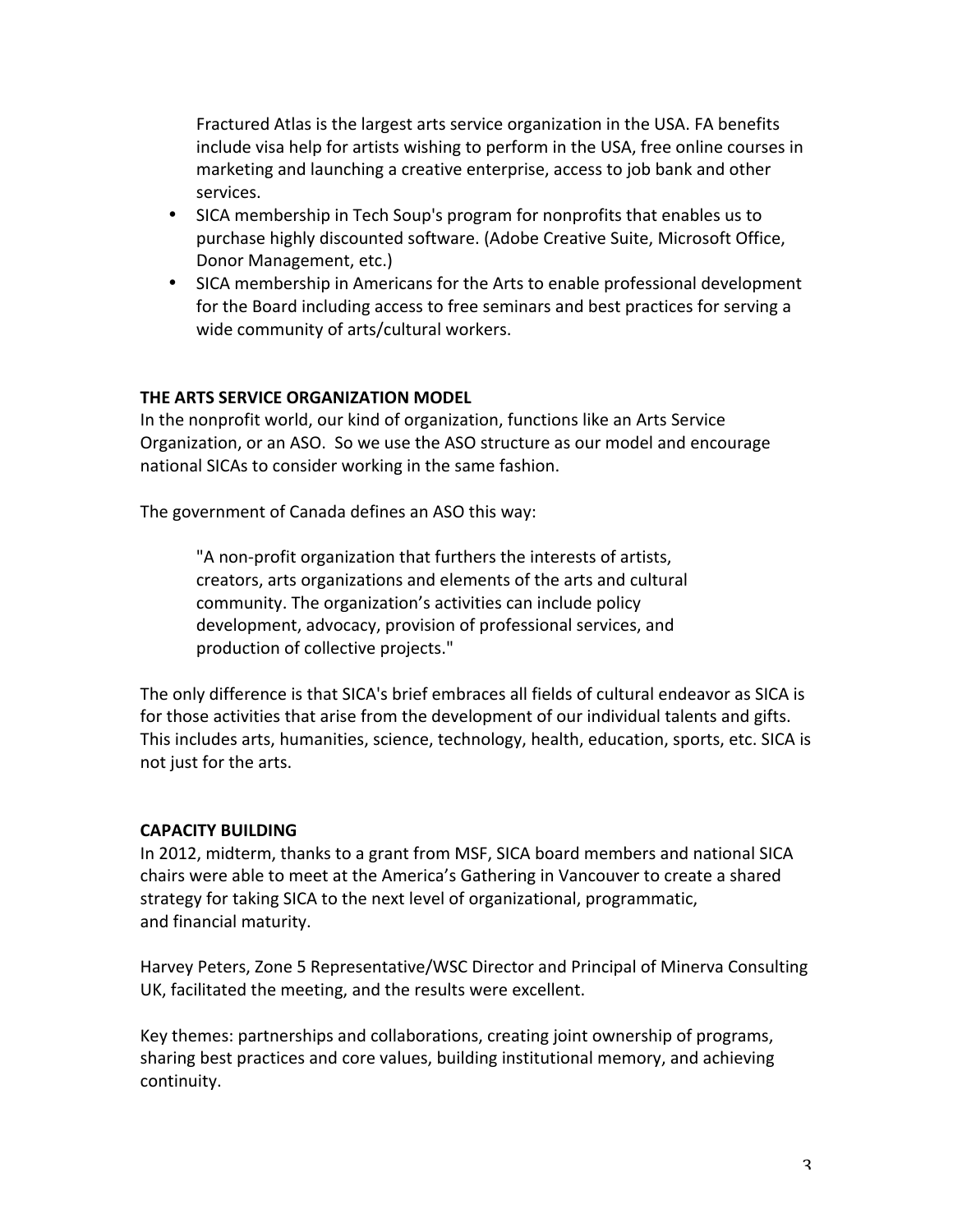Fractured Atlas is the largest arts service organization in the USA. FA benefits include visa help for artists wishing to perform in the USA, free online courses in marketing and launching a creative enterprise, access to job bank and other services.

- SICA membership in Tech Soup's program for nonprofits that enables us to purchase highly discounted software. (Adobe Creative Suite, Microsoft Office, Donor Management, etc.)
- SICA membership in Americans for the Arts to enable professional development for the Board including access to free seminars and best practices for serving a wide community of arts/cultural workers.

**THE ARTS SERVICE ORGANIZATION MODEL**

In the nonprofit world, our kind of organization, functions like an Arts Service Organization, or an ASO. So we use the ASO structure as our model and encourage national SICAs to consider working in the same fashion.

The government of Canada defines an ASO this way:

> "A non-profit organization that furthers the interests of artists, creators, arts organizations and elements of the arts and cultural community. The organization's activities can include policy development, advocacy, provision of professional services, and production of collective projects."

The only difference is that SICA's brief embraces all fields of cultural endeavor as SICA is for those activities that arise from the development of our individual talents and gifts. This includes arts, humanities, science, technology, health, education, sports, etc. SICA is not just for the arts.

**CAPACITY BUILDING**

In 2012, midterm, thanks to a grant from MSF, SICA board members and national SICA chairs were able to meet at the America's Gathering in Vancouver to create a shared strategy for taking SICA to the next level of organizational, programmatic, and financial maturity.

Harvey Peters, Zone 5 Representative/WSC Director and Principal of Minerva Consulting UK, facilitated the meeting, and the results were excellent.

Key themes: partnerships and collaborations, creating joint ownership of programs, sharing best practices and core values, building institutional memory, and achieving continuity.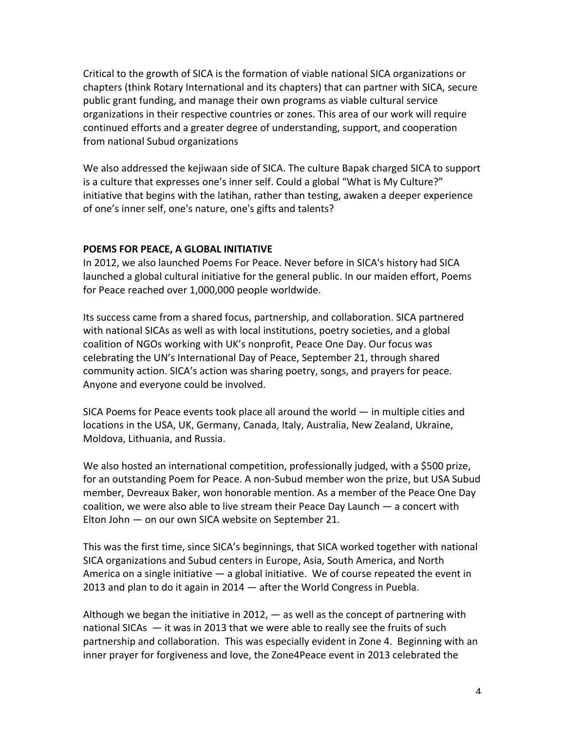Critical to the growth of SICA is the formation of viable national SICA organizations or chapters (think Rotary International and its chapters) that can partner with SICA, secure public grant funding, and manage their own programs as viable cultural service organizations in their respective countries or zones. This area of our work will require continued efforts and a greater degree of understanding, support, and cooperation from national Subud organizations

We also addressed the kejiwaan side of SICA. The culture Bapak charged SICA to support is a culture that expresses one's inner self. Could a global "What is My Culture?" initiative that begins with the latihan, rather than testing, awaken a deeper experience of one's inner self, one's nature, one's gifts and talents?

**POEMS FOR PEACE, A GLOBAL INITIATIVE**

In 2012, we also launched Poems For Peace. Never before in SICA's history had SICA launched a global cultural initiative for the general public. In our maiden effort, Poems for Peace reached over 1,000,000 people worldwide.

Its success came from a shared focus, partnership, and collaboration. SICA partnered with national SICAs as well as with local institutions, poetry societies, and a global coalition of NGOs working with UK's nonprofit, Peace One Day. Our focus was celebrating the UN's International Day of Peace, September 21, through shared community action. SICA's action was sharing poetry, songs, and prayers for peace. Anyone and everyone could be involved.

SICA Poems for Peace events took place all around the world — in multiple cities and locations in the USA, UK, Germany, Canada, Italy, Australia, New Zealand, Ukraine, Moldova, Lithuania, and Russia.

We also hosted an international competition, professionally judged, with a $500 prize, for an outstanding Poem for Peace. A non-Subud member won the prize, but USA Subud member, Devreaux Baker, won honorable mention. As a member of the Peace One Day coalition, we were also able to live stream their Peace Day Launch — a concert with Elton John — on our own SICA website on September 21.

This was the first time, since SICA's beginnings, that SICA worked together with national SICA organizations and Subud centers in Europe, Asia, South America, and North America on a single initiative — a global initiative. We of course repeated the event in 2013 and plan to do it again in 2014 — after the World Congress in Puebla.

Although we began the initiative in 2012, — as well as the concept of partnering with national SICAs — it was in 2013 that we were able to really see the fruits of such partnership and collaboration. This was especially evident in Zone 4. Beginning with an inner prayer for forgiveness and love, the Zone4Peace event in 2013 celebrated the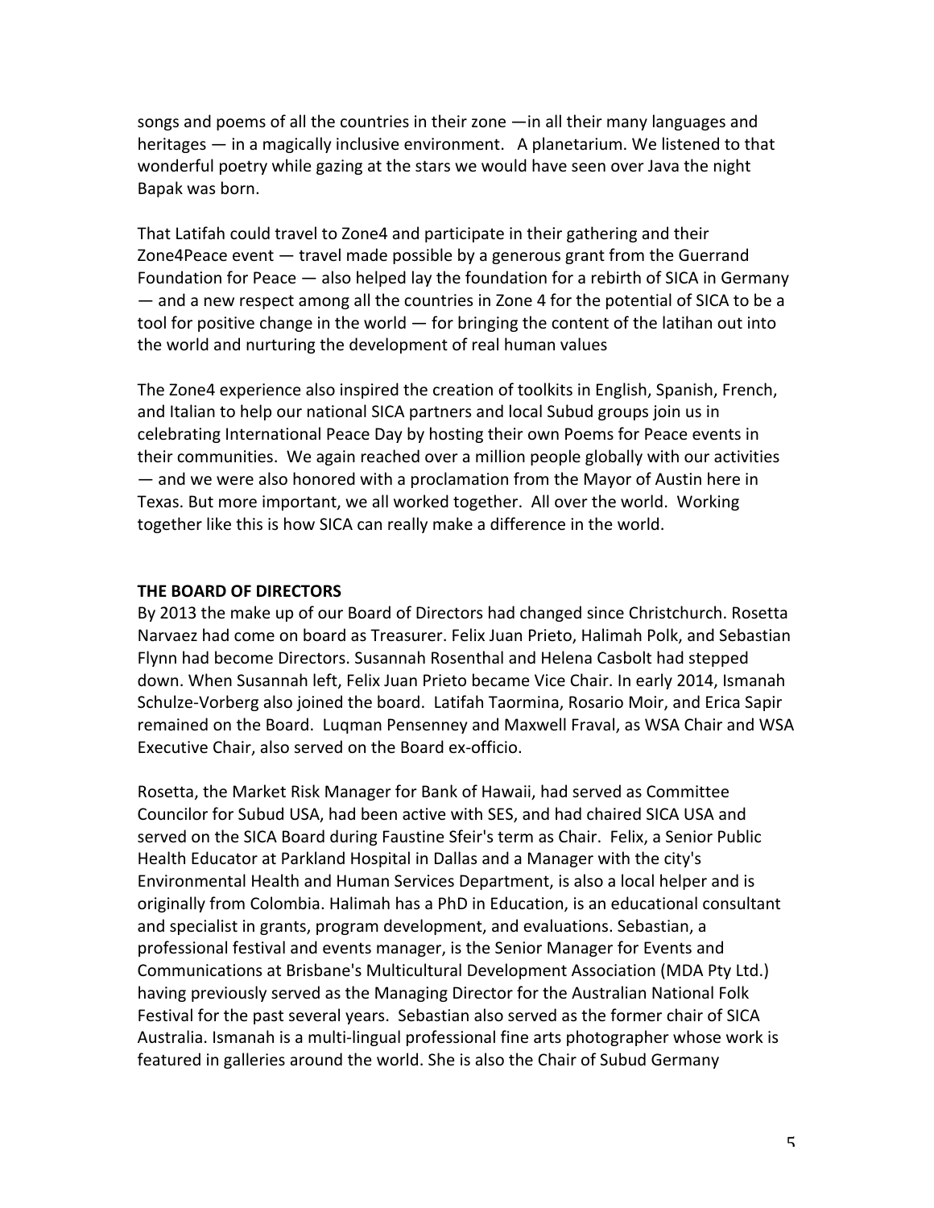songs and poems of all the countries in their zone —in all their many languages and heritages — in a magically inclusive environment. A planetarium. We listened to that wonderful poetry while gazing at the stars we would have seen over Java the night Bapak was born.

That Latifah could travel to Zone4 and participate in their gathering and their Zone4Peace event — travel made possible by a generous grant from the Guerrand Foundation for Peace — also helped lay the foundation for a rebirth of SICA in Germany — and a new respect among all the countries in Zone 4 for the potential of SICA to be a tool for positive change in the world — for bringing the content of the latihan out into the world and nurturing the development of real human values

The Zone4 experience also inspired the creation of toolkits in English, Spanish, French, and Italian to help our national SICA partners and local Subud groups join us in celebrating International Peace Day by hosting their own Poems for Peace events in their communities. We again reached over a million people globally with our activities — and we were also honored with a proclamation from the Mayor of Austin here in Texas. But more important, we all worked together. All over the world. Working together like this is how SICA can really make a difference in the world.

## THE BOARD OF DIRECTORS

By 2013 the make up of our Board of Directors had changed since Christchurch. Rosetta Narvaez had come on board as Treasurer. Felix Juan Prieto, Halimah Polk, and Sebastian Flynn had become Directors. Susannah Rosenthal and Helena Casbolt had stepped down. When Susannah left, Felix Juan Prieto became Vice Chair. In early 2014, Ismanah Schulze-Vorberg also joined the board. Latifah Taormina, Rosario Moir, and Erica Sapir remained on the Board. Luqman Pensenney and Maxwell Fraval, as WSA Chair and WSA Executive Chair, also served on the Board ex-officio.

Rosetta, the Market Risk Manager for Bank of Hawaii, had served as Committee Councilor for Subud USA, had been active with SES, and had chaired SICA USA and served on the SICA Board during Faustine Sfeir's term as Chair. Felix, a Senior Public Health Educator at Parkland Hospital in Dallas and a Manager with the city's Environmental Health and Human Services Department, is also a local helper and is originally from Colombia. Halimah has a PhD in Education, is an educational consultant and specialist in grants, program development, and evaluations. Sebastian, a professional festival and events manager, is the Senior Manager for Events and Communications at Brisbane's Multicultural Development Association (MDA Pty Ltd.) having previously served as the Managing Director for the Australian National Folk Festival for the past several years. Sebastian also served as the former chair of SICA Australia. Ismanah is a multi-lingual professional fine arts photographer whose work is featured in galleries around the world. She is also the Chair of Subud Germany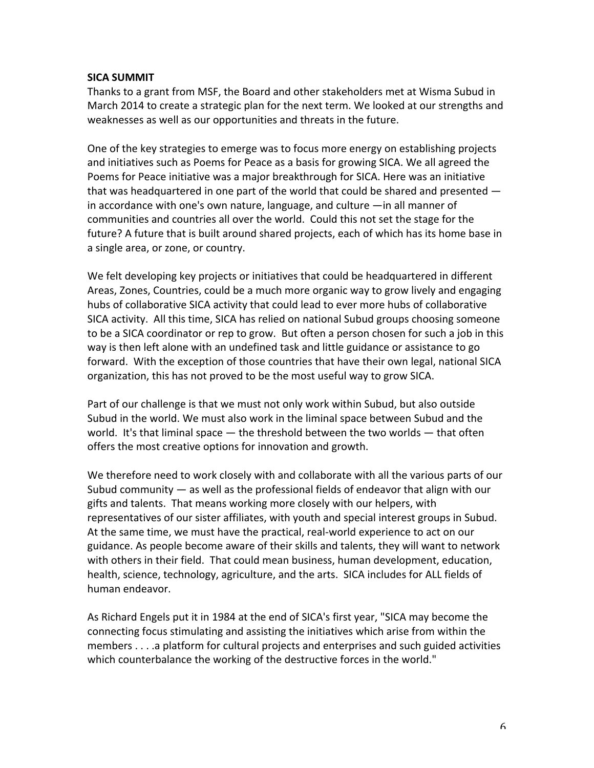**SICA SUMMIT**

Thanks to a grant from MSF, the Board and other stakeholders met at Wisma Subud in March 2014 to create a strategic plan for the next term. We looked at our strengths and weaknesses as well as our opportunities and threats in the future.

One of the key strategies to emerge was to focus more energy on establishing projects and initiatives such as Poems for Peace as a basis for growing SICA. We all agreed the Poems for Peace initiative was a major breakthrough for SICA. Here was an initiative that was headquartered in one part of the world that could be shared and presented — in accordance with one's own nature, language, and culture —in all manner of communities and countries all over the world. Could this not set the stage for the future? A future that is built around shared projects, each of which has its home base in a single area, or zone, or country.

We felt developing key projects or initiatives that could be headquartered in different Areas, Zones, Countries, could be a much more organic way to grow lively and engaging hubs of collaborative SICA activity that could lead to ever more hubs of collaborative SICA activity. All this time, SICA has relied on national Subud groups choosing someone to be a SICA coordinator or rep to grow. But often a person chosen for such a job in this way is then left alone with an undefined task and little guidance or assistance to go forward. With the exception of those countries that have their own legal, national SICA organization, this has not proved to be the most useful way to grow SICA.

Part of our challenge is that we must not only work within Subud, but also outside Subud in the world. We must also work in the liminal space between Subud and the world. It's that liminal space — the threshold between the two worlds — that often offers the most creative options for innovation and growth.

We therefore need to work closely with and collaborate with all the various parts of our Subud community — as well as the professional fields of endeavor that align with our gifts and talents. That means working more closely with our helpers, with representatives of our sister affiliates, with youth and special interest groups in Subud. At the same time, we must have the practical, real-world experience to act on our guidance. As people become aware of their skills and talents, they will want to network with others in their field. That could mean business, human development, education, health, science, technology, agriculture, and the arts. SICA includes for ALL fields of human endeavor.

As Richard Engels put it in 1984 at the end of SICA's first year, "SICA may become the connecting focus stimulating and assisting the initiatives which arise from within the members . . . .a platform for cultural projects and enterprises and such guided activities which counterbalance the working of the destructive forces in the world."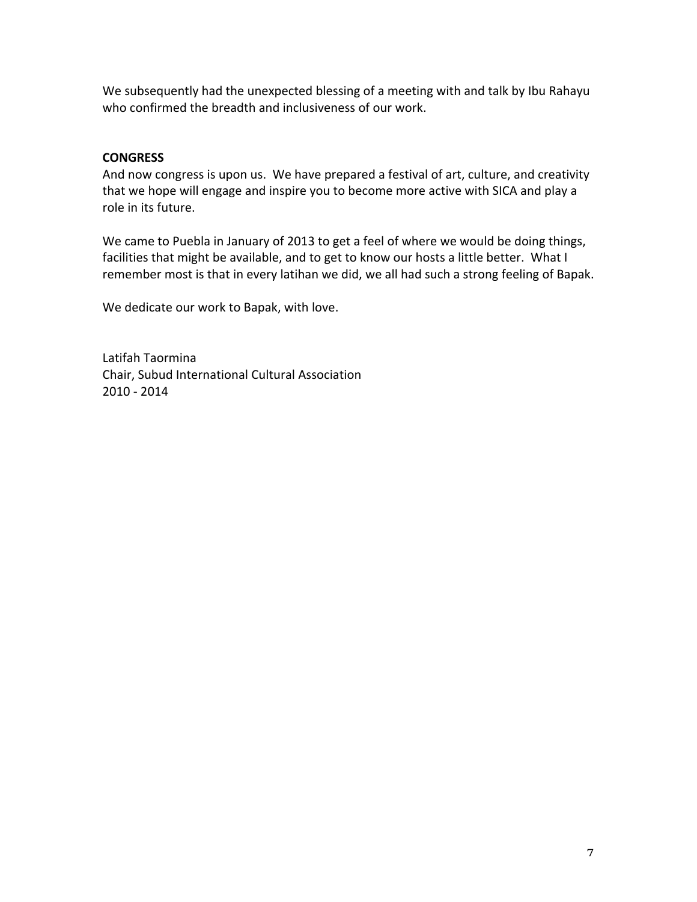We subsequently had the unexpected blessing of a meeting with and talk by Ibu Rahayu who confirmed the breadth and inclusiveness of our work.

**CONGRESS**

And now congress is upon us. We have prepared a festival of art, culture, and creativity that we hope will engage and inspire you to become more active with SICA and play a role in its future.

We came to Puebla in January of 2013 to get a feel of where we would be doing things, facilities that might be available, and to get to know our hosts a little better. What I remember most is that in every latihan we did, we all had such a strong feeling of Bapak.

We dedicate our work to Bapak, with love.

Latifah Taormina
Chair, Subud International Cultural Association
2010 - 2014